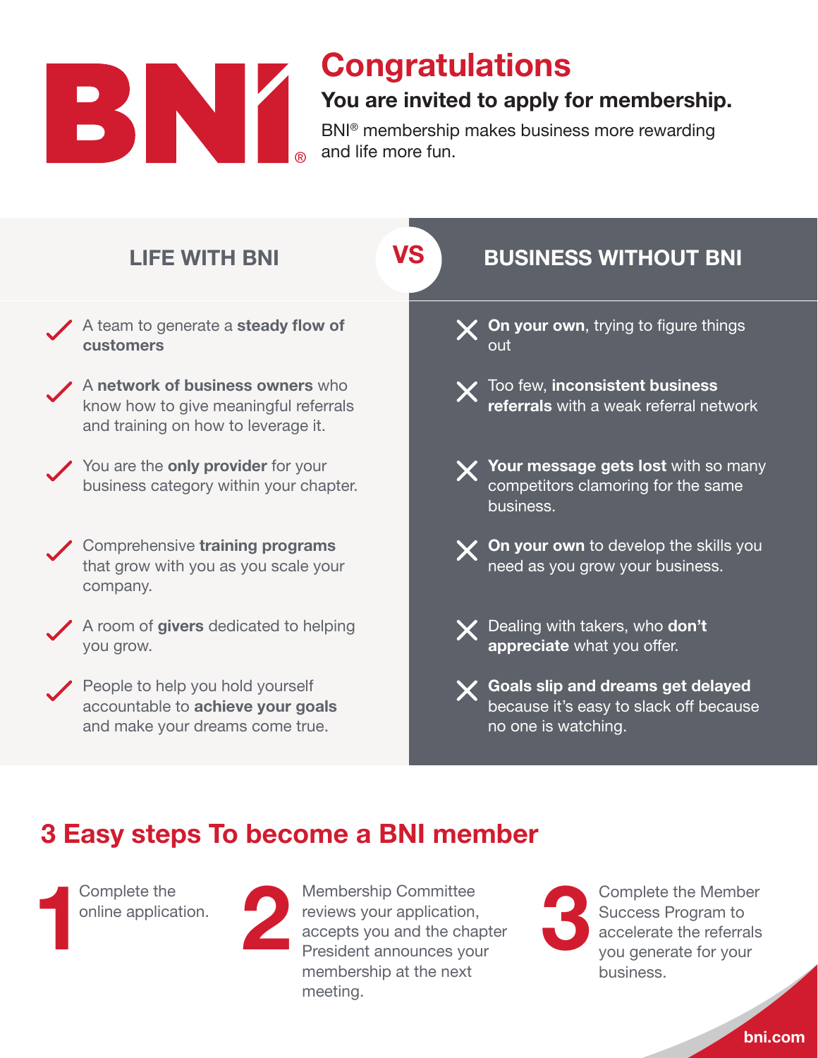# Congratulations

## You are invited to apply for membership.

BNI® membership makes business more rewarding and life more fun.

| LIFE WITH BNI | VS | BUSINESS WITHOUT BNI |
|---|---|---|
| ✓ A team to generate a **steady flow of customers** | | ✗ **On your own**, trying to figure things out |
| ✓ A **network of business owners** who know how to give meaningful referrals and training on how to leverage it. | | ✗ Too few, **inconsistent business referrals** with a weak referral network |
| ✓ You are the **only provider** for your business category within your chapter. | | ✗ **Your message gets lost** with so many competitors clamoring for the same business. |
| ✓ Comprehensive **training programs** that grow with you as you scale your company. | | ✗ **On your own** to develop the skills you need as you grow your business. |
| ✓ A room of **givers** dedicated to helping you grow. | | ✗ Dealing with takers, who **don't appreciate** what you offer. |
| ✓ People to help you hold yourself accountable to **achieve your goals** and make your dreams come true. | | ✗ **Goals slip and dreams get delayed** because it's easy to slack off because no one is watching. |

## 3 Easy steps To become a BNI member

**1** Complete the online application.

**2** Membership Committee reviews your application, accepts you and the chapter President announces your membership at the next meeting.

**3** Complete the Member Success Program to accelerate the referrals you generate for your business.

bni.com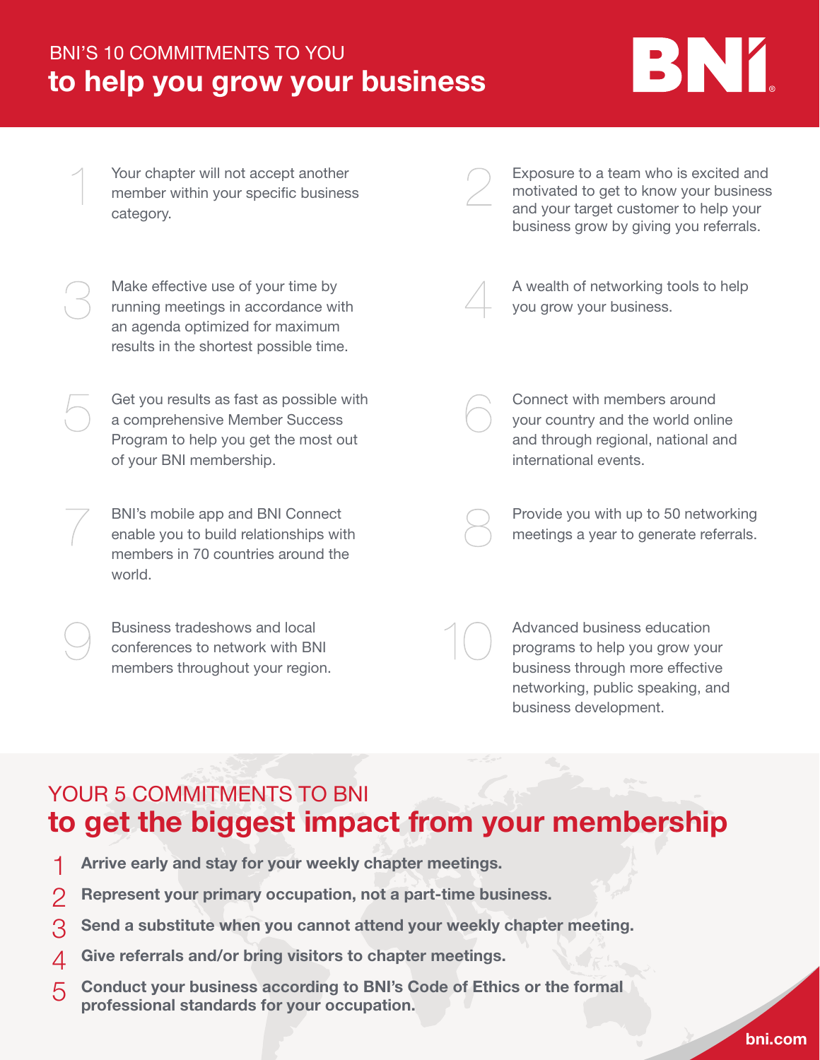# BNI'S 10 COMMITMENTS TO YOU
## to help you grow your business

BNI

1. Your chapter will not accept another member within your specific business category.
2. Exposure to a team who is excited and motivated to get to know your business and your target customer to help your business grow by giving you referrals.
3. Make effective use of your time by running meetings in accordance with an agenda optimized for maximum results in the shortest possible time.
4. A wealth of networking tools to help you grow your business.
5. Get you results as fast as possible with a comprehensive Member Success Program to help you get the most out of your BNI membership.
6. Connect with members around your country and the world online and through regional, national and international events.
7. BNI's mobile app and BNI Connect enable you to build relationships with members in 70 countries around the world.
8. Provide you with up to 50 networking meetings a year to generate referrals.
9. Business tradeshows and local conferences to network with BNI members throughout your region.
10. Advanced business education programs to help you grow your business through more effective networking, public speaking, and business development.

# YOUR 5 COMMITMENTS TO BNI
## to get the biggest impact from your membership

1. **Arrive early and stay for your weekly chapter meetings.**
2. **Represent your primary occupation, not a part-time business.**
3. **Send a substitute when you cannot attend your weekly chapter meeting.**
4. **Give referrals and/or bring visitors to chapter meetings.**
5. **Conduct your business according to BNI's Code of Ethics or the formal professional standards for your occupation.**

bni.com